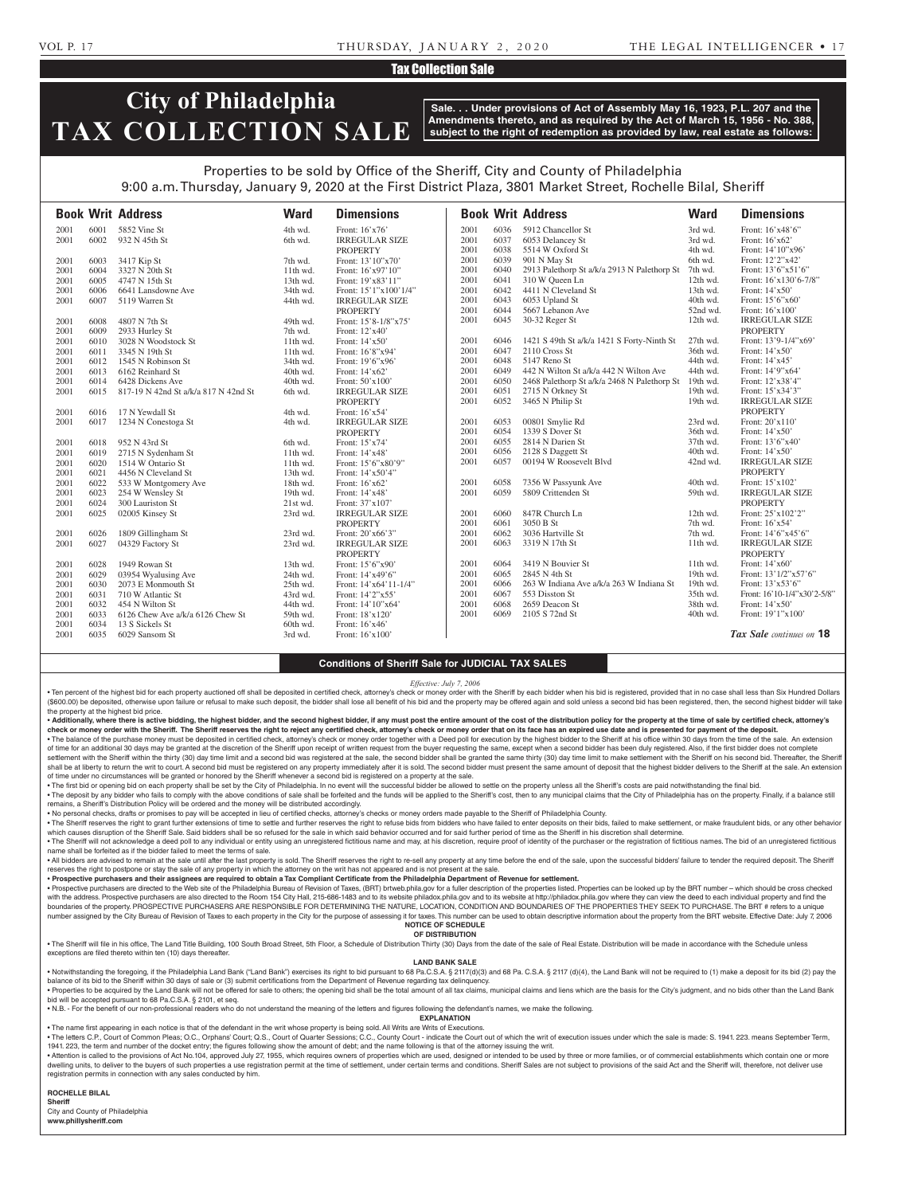## Tax Collection Sale

# City of Philadelphia TAX COLLECTION SALE

**Sale. . . Under provisions of Act of Assembly May 16, 1923, P.L. 207 and the Amendments thereto, and as required by the Act of March 15, 1956 - No. 388, subject to the right of redemption as provided by law, real estate as follows:**

Properties to be sold by Office of the Sheriff, City and County of Philadelphia
9:00 a.m. Thursday, January 9, 2020 at the First District Plaza, 3801 Market Street, Rochelle Bilal, Sheriff

| Book | Writ | Address | Ward | Dimensions |
|---|---|---|---|---|
| 2001 | 6001 | 5852 Vine St | 4th wd. | Front: 16'x76' |
| 2001 | 6002 | 932 N 45th St | 6th wd. | IRREGULAR SIZE PROPERTY |
| 2001 | 6003 | 3417 Kip St | 7th wd. | Front: 13'10"x70' |
| 2001 | 6004 | 3327 N 20th St | 11th wd. | Front: 16'x97'10" |
| 2001 | 6005 | 4747 N 15th St | 13th wd. | Front: 19'x83'11" |
| 2001 | 6006 | 6641 Lansdowne Ave | 34th wd. | Front: 15'1"x100'1/4" |
| 2001 | 6007 | 5119 Warren St | 44th wd. | IRREGULAR SIZE PROPERTY |
| 2001 | 6008 | 4807 N 7th St | 49th wd. | Front: 15'8-1/8"x75' |
| 2001 | 6009 | 2933 Hurley St | 7th wd. | Front: 12'x40' |
| 2001 | 6010 | 3028 N Woodstock St | 11th wd. | Front: 14'x50' |
| 2001 | 6011 | 3345 N 19th St | 11th wd. | Front: 16'8"x94' |
| 2001 | 6012 | 1545 N Robinson St | 34th wd. | Front: 19'6"x96' |
| 2001 | 6013 | 6162 Reinhard St | 40th wd. | Front: 14'x62' |
| 2001 | 6014 | 6428 Dickens Ave | 40th wd. | Front: 50'x100' |
| 2001 | 6015 | 817-19 N 42nd St a/k/a 817 N 42nd St | 6th wd. | IRREGULAR SIZE PROPERTY |
| 2001 | 6016 | 17 N Yewdall St | 4th wd. | Front: 16'x54' |
| 2001 | 6017 | 1234 N Conestoga St | 4th wd. | IRREGULAR SIZE PROPERTY |
| 2001 | 6018 | 952 N 43rd St | 6th wd. | Front: 15'x74' |
| 2001 | 6019 | 2715 N Sydenham St | 11th wd. | Front: 14'x48' |
| 2001 | 6020 | 1514 W Ontario St | 11th wd. | Front: 15'6"x80'9" |
| 2001 | 6021 | 4456 N Cleveland St | 13th wd. | Front: 14'x50'4" |
| 2001 | 6022 | 533 W Montgomery Ave | 18th wd. | Front: 16'x62' |
| 2001 | 6023 | 254 W Wensley St | 19th wd. | Front: 14'x48' |
| 2001 | 6024 | 300 Lauriston St | 21st wd. | Front: 37'x107' |
| 2001 | 6025 | 02005 Kinsey St | 23rd wd. | IRREGULAR SIZE PROPERTY |
| 2001 | 6026 | 1809 Gillingham St | 23rd wd. | Front: 20'x66'3" |
| 2001 | 6027 | 04329 Factory St | 23rd wd. | IRREGULAR SIZE PROPERTY |
| 2001 | 6028 | 1949 Rowan St | 13th wd. | Front: 15'6"x90' |
| 2001 | 6029 | 03954 Wyalusing Ave | 24th wd. | Front: 14'x49'6" |
| 2001 | 6030 | 2073 E Monmouth St | 25th wd. | Front: 14'x64'11-1/4" |
| 2001 | 6031 | 710 W Atlantic St | 43rd wd. | Front: 14'2"x55' |
| 2001 | 6032 | 454 N Wilton St | 44th wd. | Front: 14'10"x64' |
| 2001 | 6033 | 6126 Chew Ave a/k/a 6126 Chew St | 59th wd. | Front: 18'x120' |
| 2001 | 6034 | 13 S Sickels St | 60th wd. | Front: 16'x46' |
| 2001 | 6035 | 6029 Sansom St | 3rd wd. | Front: 16'x100' |
| 2001 | 6036 | 5912 Chancellor St | 3rd wd. | Front: 16'x48'6" |
| 2001 | 6037 | 6053 Delancey St | 3rd wd. | Front: 16'x62' |
| 2001 | 6038 | 5514 W Oxford St | 4th wd. | Front: 14'10"x96' |
| 2001 | 6039 | 901 N May St | 6th wd. | Front: 12'2"x42' |
| 2001 | 6040 | 2913 Palethorp St a/k/a 2913 N Palethorp St | 7th wd. | Front: 13'6"x51'6" |
| 2001 | 6041 | 310 W Queen Ln | 12th wd. | Front: 16'x130'6-7/8" |
| 2001 | 6042 | 4411 N Cleveland St | 13th wd. | Front: 14'x50' |
| 2001 | 6043 | 6053 Upland St | 40th wd. | Front: 15'6"x60' |
| 2001 | 6044 | 5667 Lebanon Ave | 52nd wd. | Front: 16'x100' |
| 2001 | 6045 | 30-32 Reger St | 12th wd. | IRREGULAR SIZE PROPERTY |
| 2001 | 6046 | 1421 S 49th St a/k/a 1421 S Forty-Ninth St | 27th wd. | Front: 13'9-1/4"x69' |
| 2001 | 6047 | 2110 Cross St | 36th wd. | Front: 14'x50' |
| 2001 | 6048 | 5147 Reno St | 44th wd. | Front: 14'x45' |
| 2001 | 6049 | 442 N Wilton St a/k/a 442 N Wilton Ave | 44th wd. | Front: 14'9"x64' |
| 2001 | 6050 | 2468 Palethorp St a/k/a 2468 N Palethorp St | 19th wd. | Front: 12'x38'4" |
| 2001 | 6051 | 2715 N Orkney St | 19th wd. | Front: 15'x34'3" |
| 2001 | 6052 | 3465 N Philip St | 19th wd. | IRREGULAR SIZE PROPERTY |
| 2001 | 6053 | 00801 Smylie Rd | 23rd wd. | Front: 20'x110' |
| 2001 | 6054 | 1339 S Dover St | 36th wd. | Front: 14'x50' |
| 2001 | 6055 | 2814 N Darien St | 37th wd. | Front: 13'6"x40' |
| 2001 | 6056 | 2128 S Daggett St | 40th wd. | Front: 14'x50' |
| 2001 | 6057 | 00194 W Roosevelt Blvd | 42nd wd. | IRREGULAR SIZE PROPERTY |
| 2001 | 6058 | 7356 W Passyunk Ave | 40th wd. | Front: 15'x102' |
| 2001 | 6059 | 5809 Crittenden St | 59th wd. | IRREGULAR SIZE PROPERTY |
| 2001 | 6060 | 847R Church Ln | 12th wd. | Front: 25'x102'2" |
| 2001 | 6061 | 3050 B St | 7th wd. | Front: 16'x54' |
| 2001 | 6062 | 3036 Hartville St | 7th wd. | Front: 14'6"x45'6" |
| 2001 | 6063 | 3319 N 17th St | 11th wd. | IRREGULAR SIZE PROPERTY |
| 2001 | 6064 | 3419 N Bouvier St | 11th wd. | Front: 14'x60' |
| 2001 | 6065 | 2845 N 4th St | 19th wd. | Front: 13'1/2"x57'6" |
| 2001 | 6066 | 263 W Indiana Ave a/k/a 263 W Indiana St | 19th wd. | Front: 13'x53'6" |
| 2001 | 6067 | 553 Disston St | 35th wd. | Front: 16'10-1/4"x30'2-5/8" |
| 2001 | 6068 | 2659 Deacon St | 38th wd. | Front: 14'x50' |
| 2001 | 6069 | 2105 S 72nd St | 40th wd. | Front: 19'1"x100' |

*Tax Sale continues on* **18**

### Conditions of Sheriff Sale for JUDICIAL TAX SALES

*Effective: July 7, 2006*

• Ten percent of the highest bid for each property auctioned off shall be deposited in certified check, attorney's check or money order with the Sheriff by each bidder when his bid is registered, provided that in no case shall less than Six Hundred Dollars ($600.00) be deposited, otherwise upon failure or refusal to make such deposit, the bidder shall lose all benefit of his bid and the property may be offered again and sold unless a second bid has been registered, then, the second highest bidder will take the property at the highest bid price.

• **Additionally, where there is active bidding, the highest bidder, and the second highest bidder, if any must post the entire amount of the cost of the distribution policy for the property at the time of sale by certified check, attorney's check or money order with the Sheriff. The Sheriff reserves the right to reject any certified check, attorney's check or money order that on its face has an expired use date and is presented for payment of the deposit.**

• The balance of the purchase money must be deposited in certified check, attorney's check or money order together with a Deed poll for execution by the highest bidder to the Sheriff at his office within 30 days from the time of the sale. An extension of time for an additional 30 days may be granted at the discretion of the Sheriff upon receipt of written request from the buyer requesting the same, except when a second bidder has been duly registered. Also, if the first bidder does not complete settlement with the Sheriff within the thirty (30) day time limit and a second bid was registered at the sale, the second bidder shall be granted the same thirty (30) day time limit to make settlement with the Sheriff on his second bid. Thereafter, the Sheriff shall be at liberty to return the writ to court. A second bid must be registered on any property immediately after it is sold. The second bidder must present the same amount of deposit that the highest bidder delivers to the Sheriff at the sale. An extension of time under no circumstances will be granted or honored by the Sheriff whenever a second bid is registered on a property at the sale.

• The first bid or opening bid on each property shall be set by the City of Philadelphia. In no event will the successful bidder be allowed to settle on the property unless all the Sheriff's costs are paid notwithstanding the final bid.

• The deposit by any bidder who fails to comply with the above conditions of sale shall be forfeited and the funds will be applied to the Sheriff's cost, then to any municipal claims that the City of Philadelphia has on the property. Finally, if a balance still remains, a Sheriff's Distribution Policy will be ordered and the money will be distributed accordingly.

• No personal checks, drafts or promises to pay will be accepted in lieu of certified checks, attorney's checks or money orders made payable to the Sheriff of Philadelphia County.

• The Sheriff reserves the right to grant further extensions of time to settle and further reserves the right to refuse bids from bidders who have failed to enter deposits on their bids, failed to make settlement, or make fraudulent bids, or any other behavior which causes disruption of the Sheriff Sale. Said bidders shall be so refused for the sale in which said behavior occurred and for said further period of time as the Sheriff in his discretion shall determine.

• The Sheriff will not acknowledge a deed poll to any individual or entity using an unregistered fictitious name and may, at his discretion, require proof of identity of the purchaser or the registration of fictitious names. The bid of an unregistered fictitious name shall be forfeited as if the bidder failed to meet the terms of sale.

• All bidders are advised to remain at the sale until after the last property is sold. The Sheriff reserves the right to re-sell any property at any time before the end of the sale, upon the successful bidders' failure to tender the required deposit. The Sheriff reserves the right to postpone or stay the sale of any property in which the attorney on the writ has not appeared and is not present at the sale.

• **Prospective purchasers and their assignees are required to obtain a Tax Compliant Certificate from the Philadelphia Department of Revenue for settlement.**

• Prospective purchasers are directed to the Web site of the Philadelphia Bureau of Revision of Taxes, (BRT) brtweb.phila.gov for a fuller description of the properties listed. Properties can be looked up by the BRT number – which should be cross checked with the address. Prospective purchasers are also directed to the Room 154 City Hall, 215-686-1483 and to its website philadox.phila.gov and to its website at http://philadox.phila.gov where they can view the deed to each individual property and find the boundaries of the property. PROSPECTIVE PURCHASERS ARE RESPONSIBLE FOR DETERMINING THE NATURE, LOCATION, CONDITION AND BOUNDARIES OF THE PROPERTIES THEY SEEK TO PURCHASE. The BRT # refers to a unique number assigned by the City Bureau of Revision of Taxes to each property in the City for the purpose of assessing it for taxes. This number can be used to obtain descriptive information about the property from the BRT website. Effective Date: July 7, 2006

**NOTICE OF SCHEDULE OF DISTRIBUTION**

• The Sheriff will file in his office, The Land Title Building, 100 South Broad Street, 5th Floor, a Schedule of Distribution Thirty (30) Days from the date of the sale of Real Estate. Distribution will be made in accordance with the Schedule unless exceptions are filed thereto within ten (10) days thereafter.

**LAND BANK SALE**

• Notwithstanding the foregoing, if the Philadelphia Land Bank ("Land Bank") exercises its right to bid pursuant to 68 Pa.C.S.A. § 2117(d)(3) and 68 Pa. C.S.A. § 2117 (d)(4), the Land Bank will not be required to (1) make a deposit for its bid (2) pay the balance of its bid to the Sheriff within 30 days of sale or (3) submit certifications from the Department of Revenue regarding tax delinquency.

• Properties to be acquired by the Land Bank will not be offered for sale to others; the opening bid shall be the total amount of all tax claims, municipal claims and liens which are the basis for the City's judgment, and no bids other than the Land Bank bid will be accepted pursuant to 68 Pa.C.S.A. § 2101, et seq.

• N.B. - For the benefit of our non-professional readers who do not understand the meaning of the letters and figures following the defendant's names, we make the following.

**EXPLANATION**

• The name first appearing in each notice is that of the defendant in the writ whose property is being sold. All Writs are Writs of Executions.

• The letters C.P., Court of Common Pleas; O.C., Orphans' Court; Q.S., Court of Quarter Sessions; C.C., County Court - indicate the Court out of which the writ of execution issues under which the sale is made: S. 1941. 223. means September Term, 1941. 223, the term and number of the docket entry; the figures following show the amount of debt; and the name following is that of the attorney issuing the writ.

• Attention is called to the provisions of Act No.104, approved July 27, 1955, which requires owners of properties which are used, designed or intended to be used by three or more families, or of commercial establishments which contain one or more dwelling units, to deliver to the buyers of such properties a use registration permit at the time of settlement, under certain terms and conditions. Sheriff Sales are not subject to provisions of the said Act and the Sheriff will, therefore, not deliver use registration permits in connection with any sales conducted by him.

**ROCHELLE BILAL**
**Sheriff**
City and County of Philadelphia
**www.phillysheriff.com**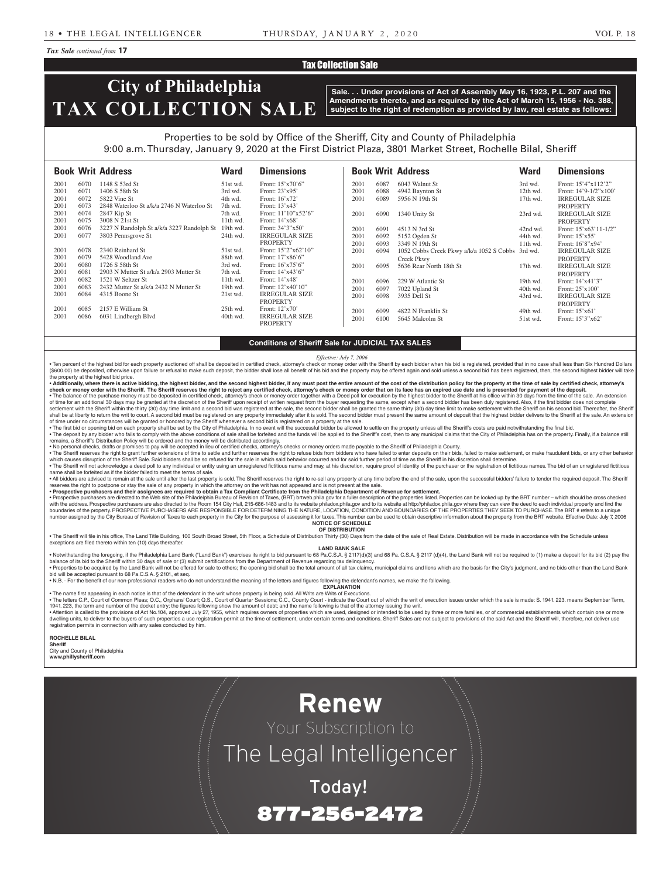*Tax Sale continued from* **17**

Tax Collection Sale

# City of Philadelphia TAX COLLECTION SALE

**Sale. . . Under provisions of Act of Assembly May 16, 1923, P.L. 207 and the Amendments thereto, and as required by the Act of March 15, 1956 - No. 388, subject to the right of redemption as provided by law, real estate as follows:**

Properties to be sold by Office of the Sheriff, City and County of Philadelphia
9:00 a.m. Thursday, January 9, 2020 at the First District Plaza, 3801 Market Street, Rochelle Bilal, Sheriff

| Book | Writ | Address | Ward | Dimensions |
|---|---|---|---|---|
| 2001 | 6070 | 1148 S 53rd St | 51st wd. | Front: 15'x70'6" |
| 2001 | 6071 | 1406 S 58th St | 3rd wd. | Front: 23'x95' |
| 2001 | 6072 | 5822 Vine St | 4th wd. | Front: 16'x72' |
| 2001 | 6073 | 2848 Waterloo St a/k/a 2746 N Waterloo St | 7th wd. | Front: 13'x43' |
| 2001 | 6074 | 2847 Kip St | 7th wd. | Front: 11'10"x52'6" |
| 2001 | 6075 | 3008 N 21st St | 11th wd. | Front: 14'x68' |
| 2001 | 6076 | 3227 N Randolph St a/k/a 3227 Randolph St | 19th wd. | Front: 34'3"x50' |
| 2001 | 6077 | 3803 Pennsgrove St | 24th wd. | IRREGULAR SIZE PROPERTY |
| 2001 | 6078 | 2340 Reinhard St | 51st wd. | Front: 15'2"x62'10" |
| 2001 | 6079 | 5428 Woodland Ave | 88th wd. | Front: 17'x86'6" |
| 2001 | 6080 | 1726 S 58th St | 3rd wd. | Front: 16'x75'6" |
| 2001 | 6081 | 2903 N Mutter St a/k/a 2903 Mutter St | 7th wd. | Front: 14'x43'6" |
| 2001 | 6082 | 1521 W Seltzer St | 11th wd. | Front: 14'x48' |
| 2001 | 6083 | 2432 Mutter St a/k/a 2432 N Mutter St | 19th wd. | Front: 12'x40'10" |
| 2001 | 6084 | 4315 Boone St | 21st wd. | IRREGULAR SIZE PROPERTY |
| 2001 | 6085 | 2157 E William St | 25th wd. | Front: 12'x70' |
| 2001 | 6086 | 6031 Lindbergh Blvd | 40th wd. | IRREGULAR SIZE PROPERTY |
| 2001 | 6087 | 6043 Walnut St | 3rd wd. | Front: 15'4"x112'2" |
| 2001 | 6088 | 4942 Baynton St | 12th wd. | Front: 14'9-1/2"x100' |
| 2001 | 6089 | 5956 N 19th St | 17th wd. | IRREGULAR SIZE PROPERTY |
| 2001 | 6090 | 1340 Unity St | 23rd wd. | IRREGULAR SIZE PROPERTY |
| 2001 | 6091 | 4513 N 3rd St | 42nd wd. | Front: 15'x63'11-1/2" |
| 2001 | 6092 | 5152 Ogden St | 44th wd. | Front: 15'x55' |
| 2001 | 6093 | 3349 N 19th St | 11th wd. | Front: 16'8"x94' |
| 2001 | 6094 | 1052 Cobbs Creek Pkwy a/k/a 1052 S Cobbs Creek Pkwy | 3rd wd. | IRREGULAR SIZE PROPERTY |
| 2001 | 6095 | 5636 Rear North 18th St | 17th wd. | IRREGULAR SIZE PROPERTY |
| 2001 | 6096 | 229 W Atlantic St | 19th wd. | Front: 14'x41'3" |
| 2001 | 6097 | 7022 Upland St | 40th wd. | Front: 25'x100' |
| 2001 | 6098 | 3935 Dell St | 43rd wd. | IRREGULAR SIZE PROPERTY |
| 2001 | 6099 | 4822 N Franklin St | 49th wd. | Front: 15'x61' |
| 2001 | 6100 | 5645 Malcolm St | 51st wd. | Front: 15'3"x62' |

## Conditions of Sheriff Sale for JUDICIAL TAX SALES

*Effective: July 7, 2006*

• Ten percent of the highest bid for each property auctioned off shall be deposited in certified check, attorney's check or money order with the Sheriff by each bidder when his bid is registered, provided that in no case shall less than Six Hundred Dollars ($600.00) be deposited, otherwise upon failure or refusal to make such deposit, the bidder shall lose all benefit of his bid and the property may be offered again and sold unless a second bid has been registered, then, the second highest bidder will take the property at the highest bid price.

• **Additionally, where there is active bidding, the highest bidder, and the second highest bidder, if any must post the entire amount of the cost of the distribution policy for the property at the time of sale by certified check, attorney's check or money order with the Sheriff. The Sheriff reserves the right to reject any certified check, attorney's check or money order that on its face has an expired use date and is presented for payment of the deposit.**

• The balance of the purchase money must be deposited in certified check, attorney's check or money order together with a Deed poll for execution by the highest bidder to the Sheriff at his office within 30 days from the time of the sale. An extension of time for an additional 30 days may be granted at the discretion of the Sheriff upon receipt of written request from the buyer requesting the same, except when a second bidder has been duly registered. Also, if the first bidder does not complete settlement with the Sheriff within the thirty (30) day time limit and a second bid was registered at the sale, the second bidder shall be granted the same thirty (30) day time limit to make settlement with the Sheriff on his second bid. Thereafter, the Sheriff shall be at liberty to return the writ to court. A second bid must be registered on any property immediately after it is sold. The second bidder must present the same amount of deposit that the highest bidder delivers to the Sheriff at the sale. An extension of time under no circumstances will be granted or honored by the Sheriff whenever a second bid is registered on a property at the sale.

• The first bid or opening bid on each property shall be set by the City of Philadelphia. In no event will the successful bidder be allowed to settle on the property unless all the Sheriff's costs are paid notwithstanding the final bid.

• The deposit by any bidder who fails to comply with the above conditions of sale shall be forfeited and the funds will be applied to the Sheriff's cost, then to any municipal claims that the City of Philadelphia has on the property. Finally, if a balance still remains, a Sheriff's Distribution Policy will be ordered and the money will be distributed accordingly.

• No personal checks, drafts or promises to pay will be accepted in lieu of certified checks, attorney's checks or money orders made payable to the Sheriff of Philadelphia County.

• The Sheriff reserves the right to grant further extensions of time to settle and further reserves the right to refuse bids from bidders who have failed to enter deposits on their bids, failed to make settlement, or make fraudulent bids, or any other behavior which causes disruption of the Sheriff Sale. Said bidders shall be so refused for the sale in which said behavior occurred and for said further period of time as the Sheriff in his discretion shall determine.

• The Sheriff will not acknowledge a deed poll to any individual or entity using an unregistered fictitious name and may, at his discretion, require proof of identity of the purchaser or the registration of fictitious names. The bid of an unregistered fictitious name shall be forfeited as if the bidder failed to meet the terms of sale.

• All bidders are advised to remain at the sale until after the last property is sold. The Sheriff reserves the right to re-sell any property at any time before the end of the sale, upon the successful bidders' failure to tender the required deposit. The Sheriff reserves the right to postpone or stay the sale of any property in which the attorney on the writ has not appeared and is not present at the sale.

• **Prospective purchasers and their assignees are required to obtain a Tax Compliant Certificate from the Philadelphia Department of Revenue for settlement.**

• Prospective purchasers are directed to the Web site of the Philadelphia Bureau of Revision of Taxes, (BRT) brtweb.phila.gov for a fuller description of the properties listed. Properties can be looked up by the BRT number – which should be cross checked with the address. Prospective purchasers are also directed to the Room 154 City Hall, 215-686-1483 and to its website philadox.phila.gov and to its website at http://philadox.phila.gov where they can view the deed to each individual property and find the boundaries of the property. PROSPECTIVE PURCHASERS ARE RESPONSIBLE FOR DETERMINING THE NATURE, LOCATION, CONDITION AND BOUNDARIES OF THE PROPERTIES THEY SEEK TO PURCHASE. The BRT # refers to a unique number assigned by the City Bureau of Revision of Taxes to each property in the City for the purpose of assessing it for taxes. This number can be used to obtain descriptive information about the property from the BRT website. Effective Date: July 7, 2006

**NOTICE OF SCHEDULE OF DISTRIBUTION**

• The Sheriff will file in his office, The Land Title Building, 100 South Broad Street, 5th Floor, a Schedule of Distribution Thirty (30) Days from the date of the sale of Real Estate. Distribution will be made in accordance with the Schedule unless exceptions are filed thereto within ten (10) days thereafter.

**LAND BANK SALE**

• Notwithstanding the foregoing, if the Philadelphia Land Bank ("Land Bank") exercises its right to bid pursuant to 68 Pa.C.S.A. § 2117(d)(3) and 68 Pa. C.S.A. § 2117 (d)(4), the Land Bank will not be required to (1) make a deposit for its bid (2) pay the balance of its bid to the Sheriff within 30 days of sale or (3) submit certifications from the Department of Revenue regarding tax delinquency.

• Properties to be acquired by the Land Bank will not be offered for sale to others; the opening bid shall be the total amount of all tax claims, municipal claims and liens which are the basis for the City's judgment, and no bids other than the Land Bank bid will be accepted pursuant to 68 Pa.C.S.A. § 2101, et seq.

• N.B. - For the benefit of our non-professional readers who do not understand the meaning of the letters and figures following the defendant's names, we make the following.

**EXPLANATION**

• The name first appearing in each notice is that of the defendant in the writ whose property is being sold. All Writs are Writs of Executions.

• The letters C.P., Court of Common Pleas; O.C., Orphans' Court; Q.S., Court of Quarter Sessions; C.C., County Court - indicate the Court out of which the writ of execution issues under which the sale is made: S. 1941. 223. means September Term, 1941. 223, the term and number of the docket entry; the figures following show the amount of debt; and the name following is that of the attorney issuing the writ.

• Attention is called to the provisions of Act No.104, approved July 27, 1955, which requires owners of properties which are used, designed or intended to be used by three or more families, or of commercial establishments which contain one or more dwelling units, to deliver to the buyers of such properties a use registration permit at the time of settlement, under certain terms and conditions. Sheriff Sales are not subject to provisions of the said Act and the Sheriff will, therefore, not deliver use registration permits in connection with any sales conducted by him.

**ROCHELLE BILAL**
**Sheriff**
City and County of Philadelphia
**www.phillysheriff.com**

**Renew**
Your Subscription to
The Legal Intelligencer
Today!
**877-256-2472**